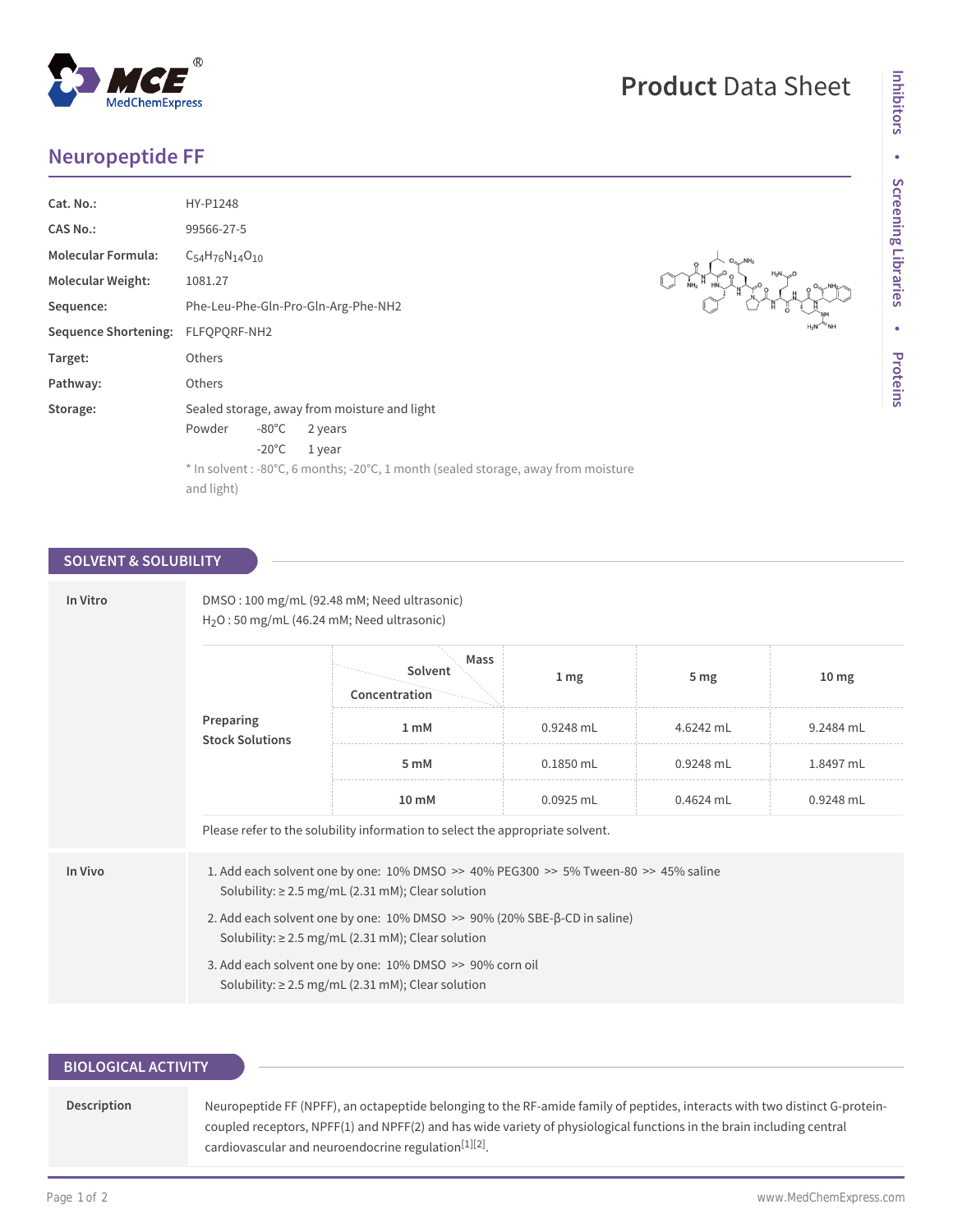# Product Data Sheet

## Neuropeptide FF

| | |
|---|---|
| **Cat. No.:** | HY-P1248 |
| **CAS No.:** | 99566-27-5 |
| **Molecular Formula:** | $C_{54}H_{76}N_{14}O_{10}$ |
| **Molecular Weight:** | 1081.27 |
| **Sequence:** | Phe-Leu-Phe-Gln-Pro-Gln-Arg-Phe-NH2 |
| **Sequence Shortening:** | FLFQPQRF-NH2 |
| **Target:** | Others |
| **Pathway:** | Others |
| **Storage:** | Sealed storage, away from moisture and light<br>Powder -80°C 2 years<br>-20°C 1 year<br>* In solvent : -80°C, 6 months; -20°C, 1 month (sealed storage, away from moisture and light) |

## SOLVENT & SOLUBILITY

### In Vitro

DMSO : 100 mg/mL (92.48 mM; Need ultrasonic)
$H_2O$ : 50 mg/mL (46.24 mM; Need ultrasonic)

| Preparing Stock Solutions | Solvent Concentration / Mass | 1 mg | 5 mg | 10 mg |
|---|---|---|---|---|
| | 1 mM | 0.9248 mL | 4.6242 mL | 9.2484 mL |
| | 5 mM | 0.1850 mL | 0.9248 mL | 1.8497 mL |
| | 10 mM | 0.0925 mL | 0.4624 mL | 0.9248 mL |

Please refer to the solubility information to select the appropriate solvent.

### In Vivo

1. Add each solvent one by one: 10% DMSO >> 40% PEG300 >> 5% Tween-80 >> 45% saline
   Solubility: ≥ 2.5 mg/mL (2.31 mM); Clear solution
2. Add each solvent one by one: 10% DMSO >> 90% (20% SBE-β-CD in saline)
   Solubility: ≥ 2.5 mg/mL (2.31 mM); Clear solution
3. Add each solvent one by one: 10% DMSO >> 90% corn oil
   Solubility: ≥ 2.5 mg/mL (2.31 mM); Clear solution

## BIOLOGICAL ACTIVITY

**Description**

Neuropeptide FF (NPFF), an octapeptide belonging to the RF-amide family of peptides, interacts with two distinct G-protein-coupled receptors, NPFF(1) and NPFF(2) and has wide variety of physiological functions in the brain including central cardiovascular and neuroendocrine regulation[1][2].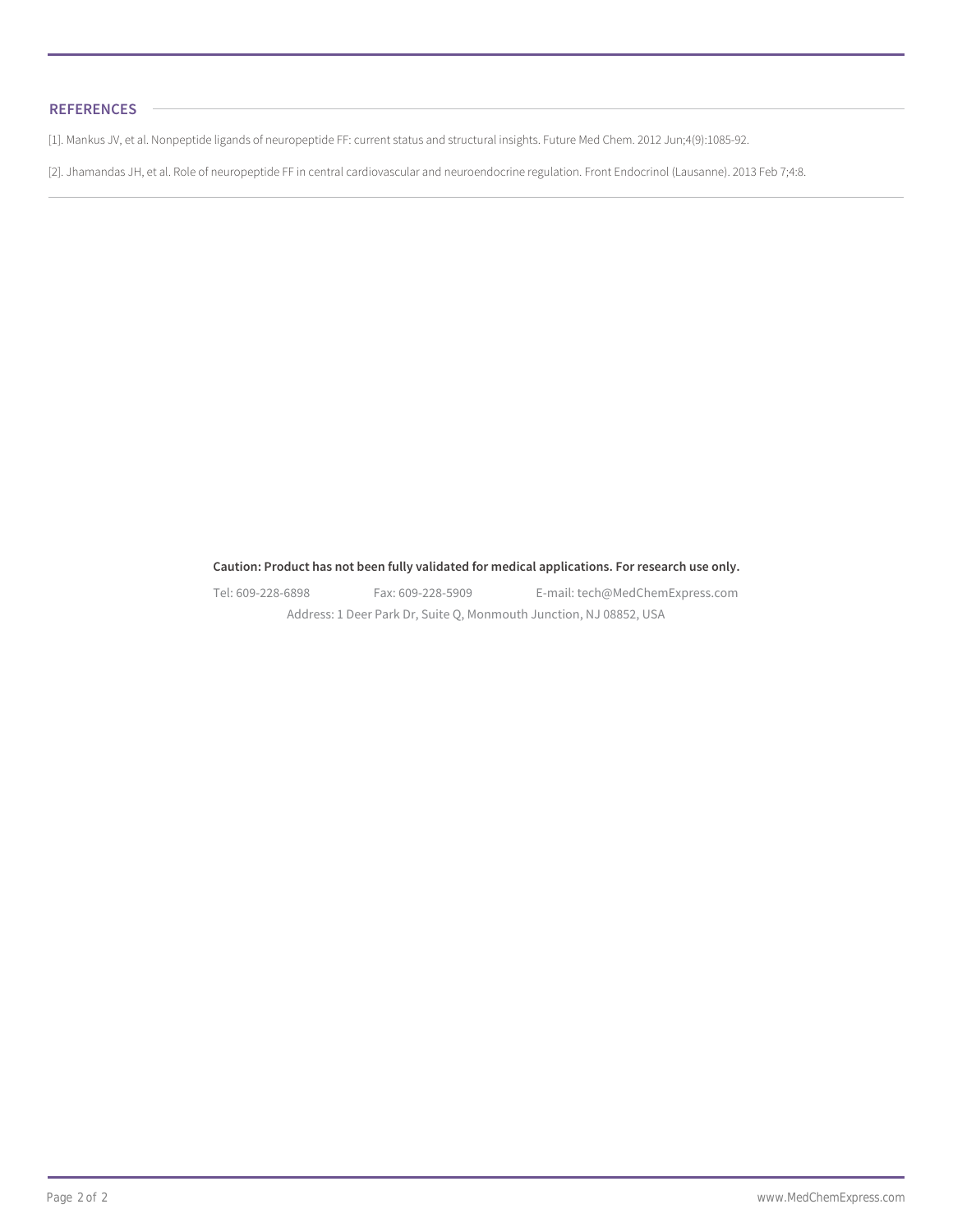## REFERENCES

[1]. Mankus JV, et al. Nonpeptide ligands of neuropeptide FF: current status and structural insights. Future Med Chem. 2012 Jun;4(9):1085-92.

[2]. Jhamandas JH, et al. Role of neuropeptide FF in central cardiovascular and neuroendocrine regulation. Front Endocrinol (Lausanne). 2013 Feb 7;4:8.

**Caution: Product has not been fully validated for medical applications. For research use only.**

Tel: 609-228-6898 Fax: 609-228-5909 E-mail: tech@MedChemExpress.com

Address: 1 Deer Park Dr, Suite Q, Monmouth Junction, NJ 08852, USA